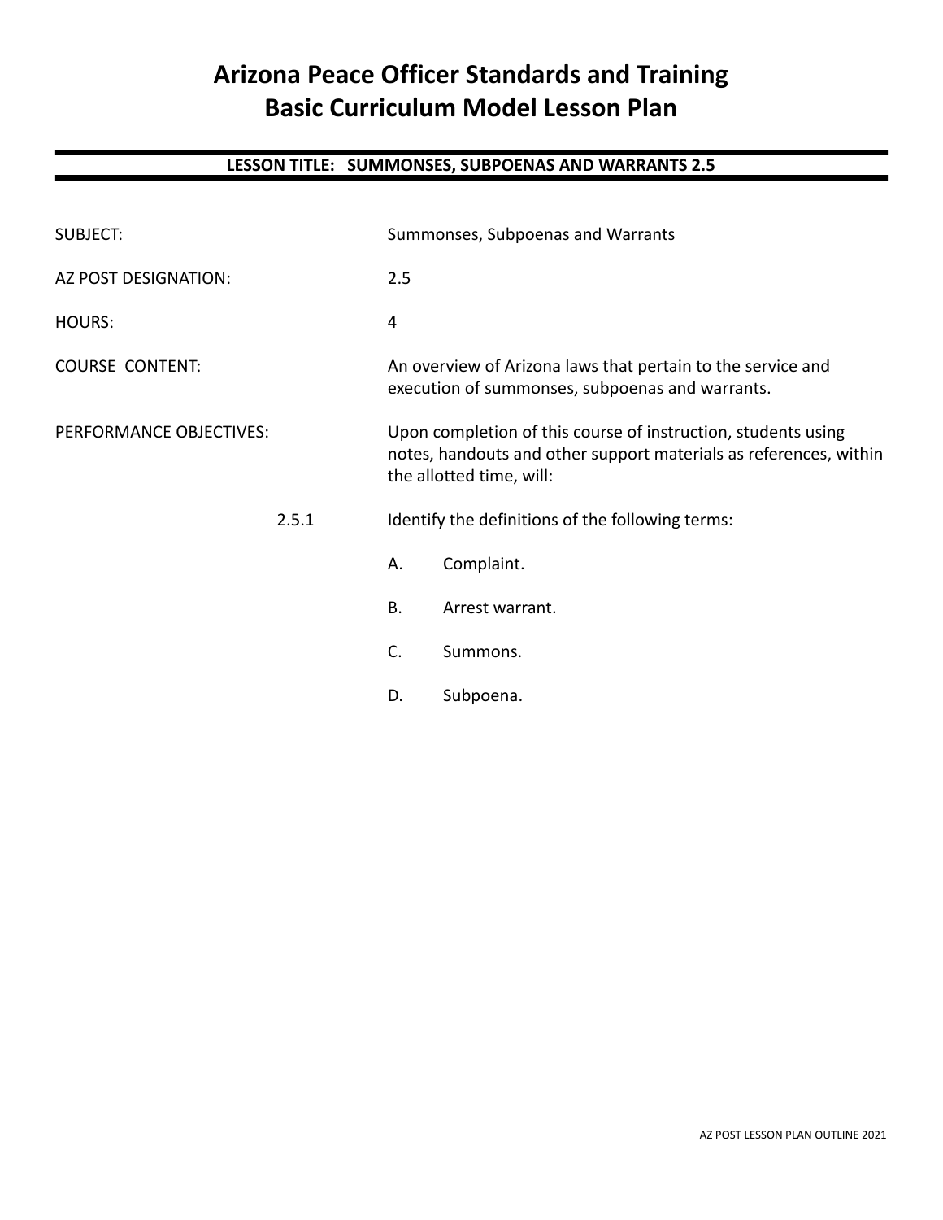# Arizona Peace Officer Standards and Training
# Basic Curriculum Model Lesson Plan

## LESSON TITLE: SUMMONSES, SUBPOENAS AND WARRANTS 2.5

SUBJECT: Summonses, Subpoenas and Warrants

AZ POST DESIGNATION: 2.5

HOURS: 4

COURSE CONTENT: An overview of Arizona laws that pertain to the service and execution of summonses, subpoenas and warrants.

PERFORMANCE OBJECTIVES: Upon completion of this course of instruction, students using notes, handouts and other support materials as references, within the allotted time, will:

2.5.1 Identify the definitions of the following terms:

- A. Complaint.
- B. Arrest warrant.
- C. Summons.
- D. Subpoena.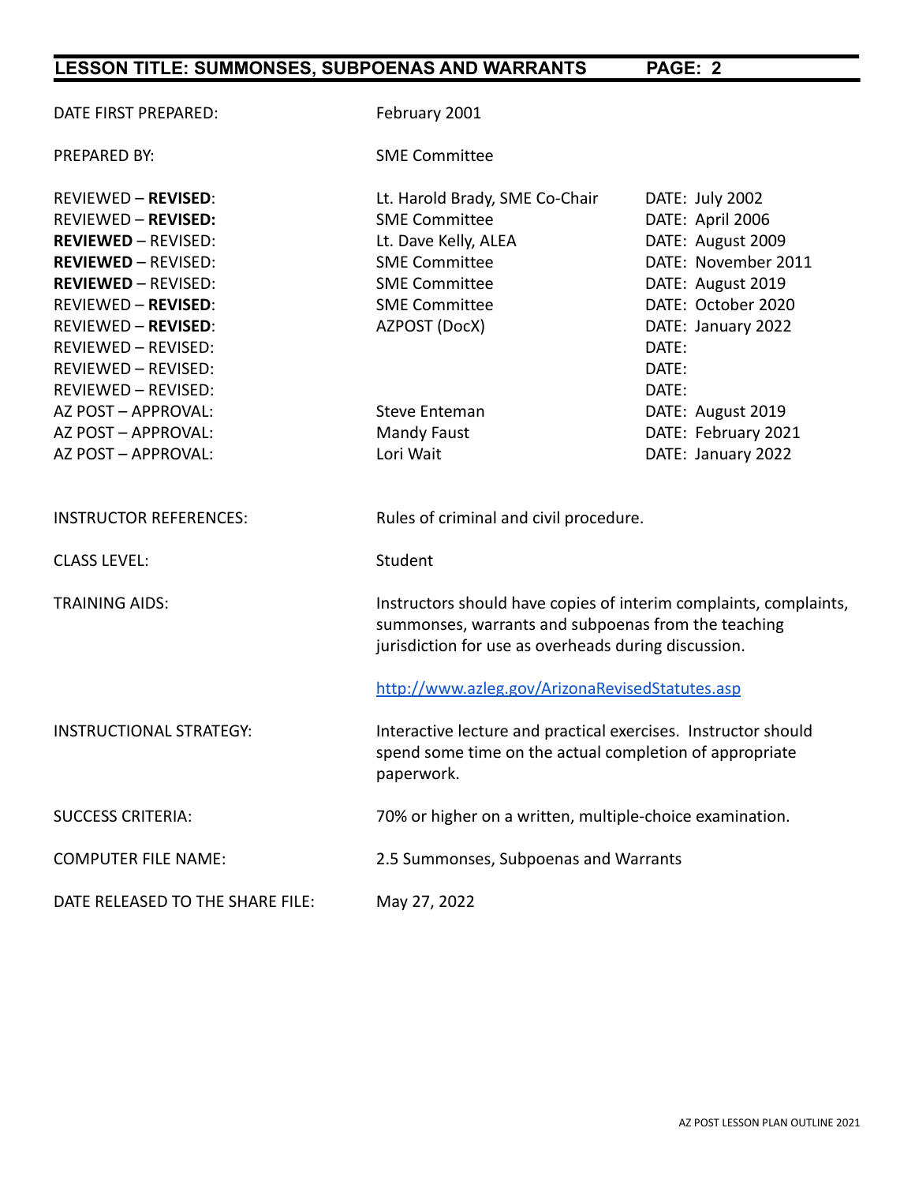| | | |
|---|---|---|
| DATE FIRST PREPARED: | February 2001 | |
| PREPARED BY: | SME Committee | |
| REVIEWED – **REVISED**: | Lt. Harold Brady, SME Co-Chair | DATE: July 2002 |
| REVIEWED – **REVISED:** | SME Committee | DATE: April 2006 |
| **REVIEWED** – REVISED: | Lt. Dave Kelly, ALEA | DATE: August 2009 |
| **REVIEWED** – REVISED: | SME Committee | DATE: November 2011 |
| **REVIEWED** – REVISED: | SME Committee | DATE: August 2019 |
| REVIEWED – **REVISED**: | SME Committee | DATE: October 2020 |
| REVIEWED – **REVISED**: | AZPOST (DocX) | DATE: January 2022 |
| REVIEWED – REVISED: | | DATE: |
| REVIEWED – REVISED: | | DATE: |
| REVIEWED – REVISED: | | DATE: |
| AZ POST – APPROVAL: | Steve Enteman | DATE: August 2019 |
| AZ POST – APPROVAL: | Mandy Faust | DATE: February 2021 |
| AZ POST – APPROVAL: | Lori Wait | DATE: January 2022 |

INSTRUCTOR REFERENCES: Rules of criminal and civil procedure.

CLASS LEVEL: Student

TRAINING AIDS: Instructors should have copies of interim complaints, complaints, summonses, warrants and subpoenas from the teaching jurisdiction for use as overheads during discussion.

http://www.azleg.gov/ArizonaRevisedStatutes.asp

INSTRUCTIONAL STRATEGY: Interactive lecture and practical exercises. Instructor should spend some time on the actual completion of appropriate paperwork.

SUCCESS CRITERIA: 70% or higher on a written, multiple-choice examination.

COMPUTER FILE NAME: 2.5 Summonses, Subpoenas and Warrants

DATE RELEASED TO THE SHARE FILE: May 27, 2022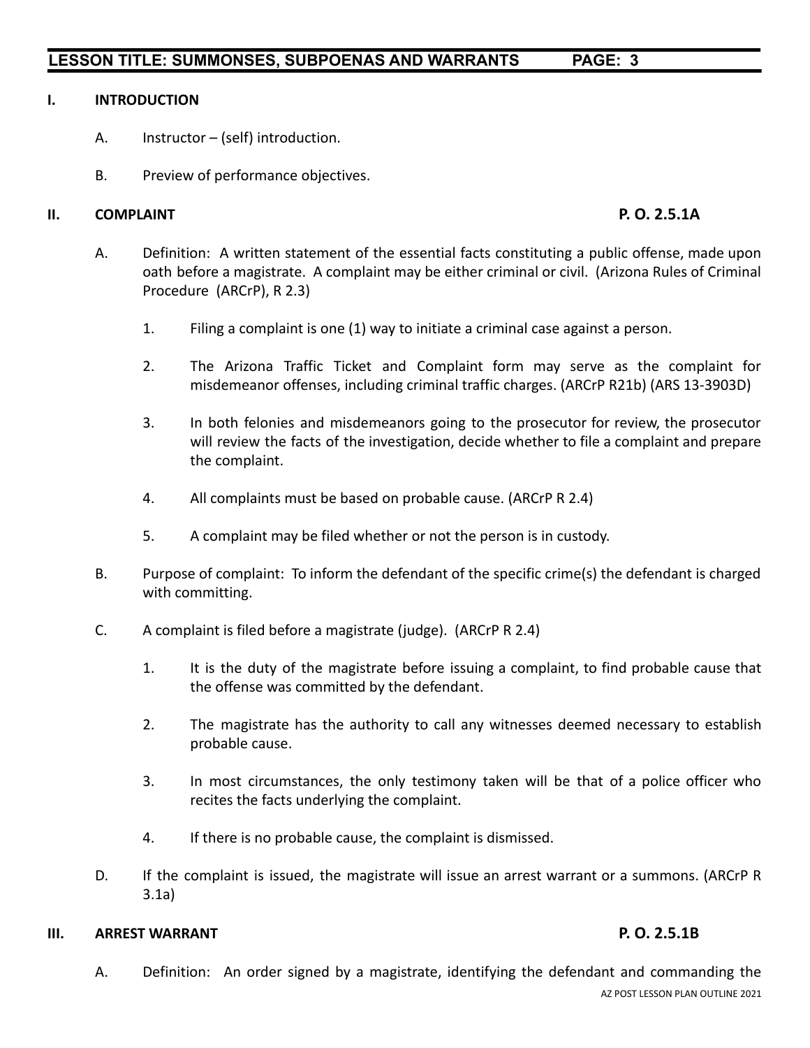## I. INTRODUCTION

A. Instructor – (self) introduction.

B. Preview of performance objectives.

## II. COMPLAINT **P. O. 2.5.1A**

A. Definition: A written statement of the essential facts constituting a public offense, made upon oath before a magistrate. A complaint may be either criminal or civil. (Arizona Rules of Criminal Procedure (ARCrP), R 2.3)

1. Filing a complaint is one (1) way to initiate a criminal case against a person.

2. The Arizona Traffic Ticket and Complaint form may serve as the complaint for misdemeanor offenses, including criminal traffic charges. (ARCrP R21b) (ARS 13-3903D)

3. In both felonies and misdemeanors going to the prosecutor for review, the prosecutor will review the facts of the investigation, decide whether to file a complaint and prepare the complaint.

4. All complaints must be based on probable cause. (ARCrP R 2.4)

5. A complaint may be filed whether or not the person is in custody.

B. Purpose of complaint: To inform the defendant of the specific crime(s) the defendant is charged with committing.

C. A complaint is filed before a magistrate (judge). (ARCrP R 2.4)

1. It is the duty of the magistrate before issuing a complaint, to find probable cause that the offense was committed by the defendant.

2. The magistrate has the authority to call any witnesses deemed necessary to establish probable cause.

3. In most circumstances, the only testimony taken will be that of a police officer who recites the facts underlying the complaint.

4. If there is no probable cause, the complaint is dismissed.

D. If the complaint is issued, the magistrate will issue an arrest warrant or a summons. (ARCrP R 3.1a)

## III. ARREST WARRANT **P. O. 2.5.1B**

A. Definition: An order signed by a magistrate, identifying the defendant and commanding the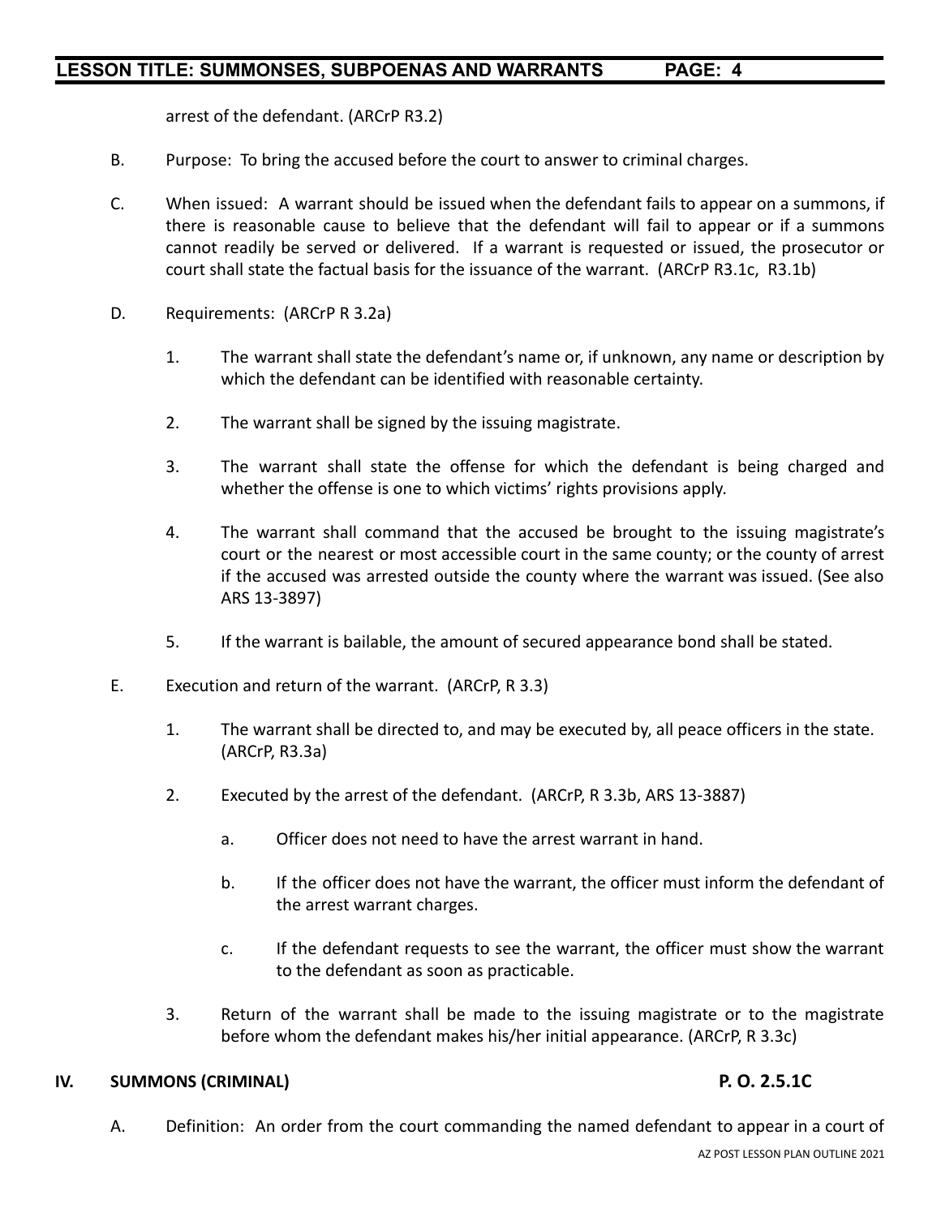arrest of the defendant. (ARCrP R3.2)

B. Purpose: To bring the accused before the court to answer to criminal charges.

C. When issued: A warrant should be issued when the defendant fails to appear on a summons, if there is reasonable cause to believe that the defendant will fail to appear or if a summons cannot readily be served or delivered. If a warrant is requested or issued, the prosecutor or court shall state the factual basis for the issuance of the warrant. (ARCrP R3.1c, R3.1b)

D. Requirements: (ARCrP R 3.2a)

1. The warrant shall state the defendant's name or, if unknown, any name or description by which the defendant can be identified with reasonable certainty.

2. The warrant shall be signed by the issuing magistrate.

3. The warrant shall state the offense for which the defendant is being charged and whether the offense is one to which victims' rights provisions apply.

4. The warrant shall command that the accused be brought to the issuing magistrate's court or the nearest or most accessible court in the same county; or the county of arrest if the accused was arrested outside the county where the warrant was issued. (See also ARS 13-3897)

5. If the warrant is bailable, the amount of secured appearance bond shall be stated.

E. Execution and return of the warrant. (ARCrP, R 3.3)

1. The warrant shall be directed to, and may be executed by, all peace officers in the state. (ARCrP, R3.3a)

2. Executed by the arrest of the defendant. (ARCrP, R 3.3b, ARS 13-3887)

   a. Officer does not need to have the arrest warrant in hand.

   b. If the officer does not have the warrant, the officer must inform the defendant of the arrest warrant charges.

   c. If the defendant requests to see the warrant, the officer must show the warrant to the defendant as soon as practicable.

3. Return of the warrant shall be made to the issuing magistrate or to the magistrate before whom the defendant makes his/her initial appearance. (ARCrP, R 3.3c)

## IV. SUMMONS (CRIMINAL) — P. O. 2.5.1C

A. Definition: An order from the court commanding the named defendant to appear in a court of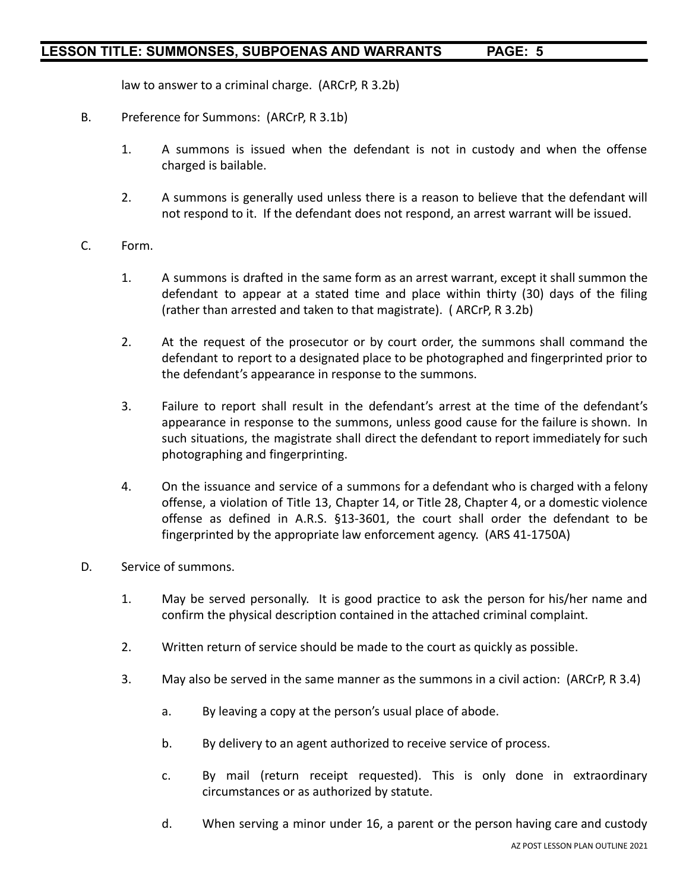law to answer to a criminal charge. (ARCrP, R 3.2b)

B. Preference for Summons: (ARCrP, R 3.1b)

1. A summons is issued when the defendant is not in custody and when the offense charged is bailable.

2. A summons is generally used unless there is a reason to believe that the defendant will not respond to it. If the defendant does not respond, an arrest warrant will be issued.

C. Form.

1. A summons is drafted in the same form as an arrest warrant, except it shall summon the defendant to appear at a stated time and place within thirty (30) days of the filing (rather than arrested and taken to that magistrate). ( ARCrP, R 3.2b)

2. At the request of the prosecutor or by court order, the summons shall command the defendant to report to a designated place to be photographed and fingerprinted prior to the defendant's appearance in response to the summons.

3. Failure to report shall result in the defendant's arrest at the time of the defendant's appearance in response to the summons, unless good cause for the failure is shown. In such situations, the magistrate shall direct the defendant to report immediately for such photographing and fingerprinting.

4. On the issuance and service of a summons for a defendant who is charged with a felony offense, a violation of Title 13, Chapter 14, or Title 28, Chapter 4, or a domestic violence offense as defined in A.R.S. §13-3601, the court shall order the defendant to be fingerprinted by the appropriate law enforcement agency. (ARS 41-1750A)

D. Service of summons.

1. May be served personally. It is good practice to ask the person for his/her name and confirm the physical description contained in the attached criminal complaint.

2. Written return of service should be made to the court as quickly as possible.

3. May also be served in the same manner as the summons in a civil action: (ARCrP, R 3.4)

   a. By leaving a copy at the person's usual place of abode.

   b. By delivery to an agent authorized to receive service of process.

   c. By mail (return receipt requested). This is only done in extraordinary circumstances or as authorized by statute.

   d. When serving a minor under 16, a parent or the person having care and custody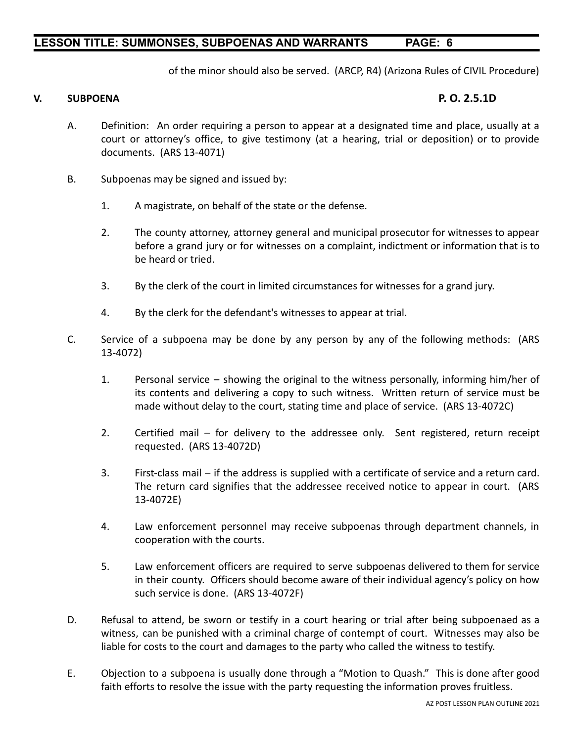of the minor should also be served. (ARCP, R4) (Arizona Rules of CIVIL Procedure)

## V. SUBPOENA **P. O. 2.5.1D**

A. Definition: An order requiring a person to appear at a designated time and place, usually at a court or attorney's office, to give testimony (at a hearing, trial or deposition) or to provide documents. (ARS 13-4071)

B. Subpoenas may be signed and issued by:

1. A magistrate, on behalf of the state or the defense.

2. The county attorney, attorney general and municipal prosecutor for witnesses to appear before a grand jury or for witnesses on a complaint, indictment or information that is to be heard or tried.

3. By the clerk of the court in limited circumstances for witnesses for a grand jury.

4. By the clerk for the defendant's witnesses to appear at trial.

C. Service of a subpoena may be done by any person by any of the following methods: (ARS 13-4072)

1. Personal service – showing the original to the witness personally, informing him/her of its contents and delivering a copy to such witness. Written return of service must be made without delay to the court, stating time and place of service. (ARS 13-4072C)

2. Certified mail – for delivery to the addressee only. Sent registered, return receipt requested. (ARS 13-4072D)

3. First-class mail – if the address is supplied with a certificate of service and a return card. The return card signifies that the addressee received notice to appear in court. (ARS 13-4072E)

4. Law enforcement personnel may receive subpoenas through department channels, in cooperation with the courts.

5. Law enforcement officers are required to serve subpoenas delivered to them for service in their county. Officers should become aware of their individual agency's policy on how such service is done. (ARS 13-4072F)

D. Refusal to attend, be sworn or testify in a court hearing or trial after being subpoenaed as a witness, can be punished with a criminal charge of contempt of court. Witnesses may also be liable for costs to the court and damages to the party who called the witness to testify.

E. Objection to a subpoena is usually done through a "Motion to Quash." This is done after good faith efforts to resolve the issue with the party requesting the information proves fruitless.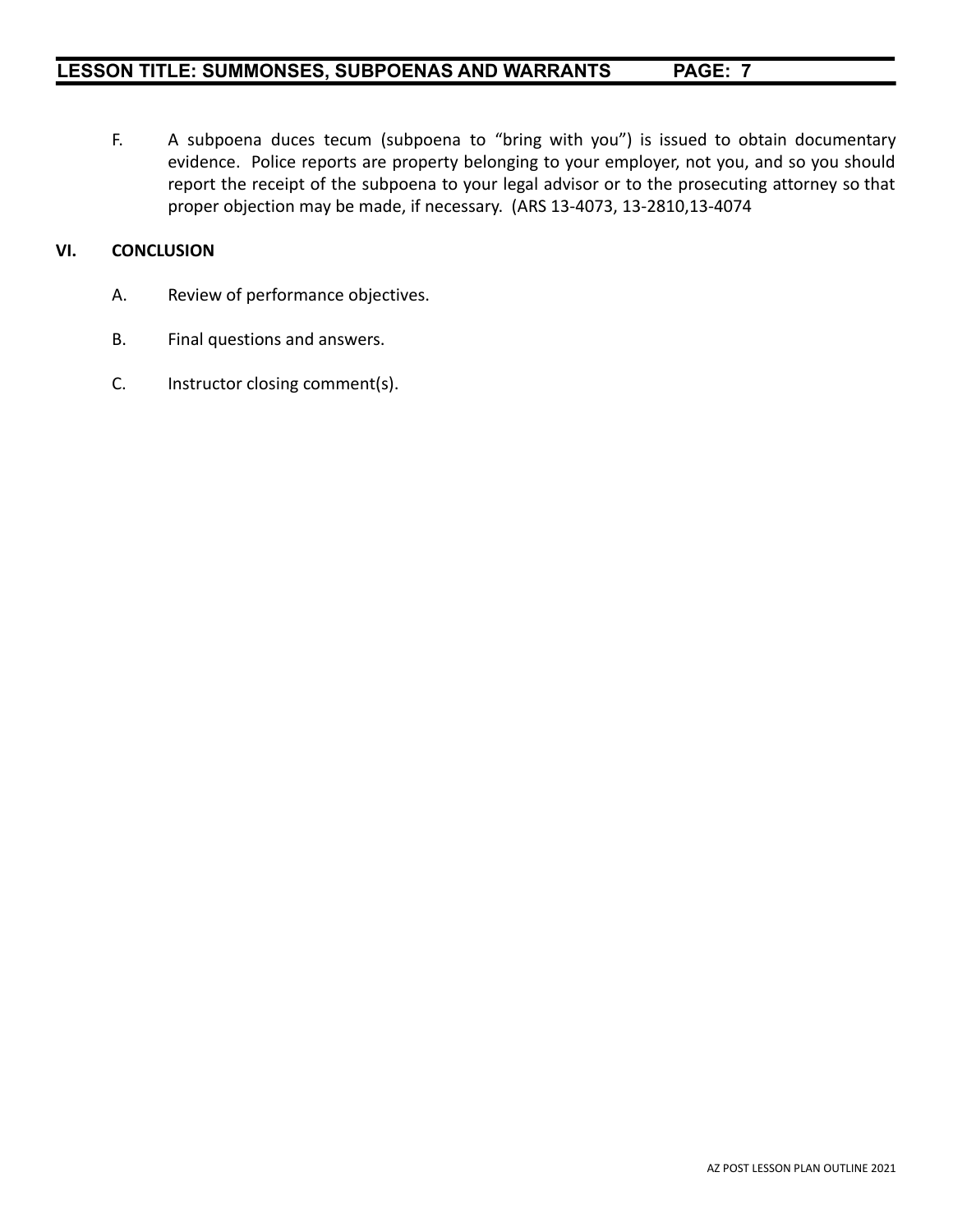F. A subpoena duces tecum (subpoena to "bring with you") is issued to obtain documentary evidence. Police reports are property belonging to your employer, not you, and so you should report the receipt of the subpoena to your legal advisor or to the prosecuting attorney so that proper objection may be made, if necessary. (ARS 13-4073, 13-2810,13-4074

## VI. CONCLUSION

A. Review of performance objectives.

B. Final questions and answers.

C. Instructor closing comment(s).